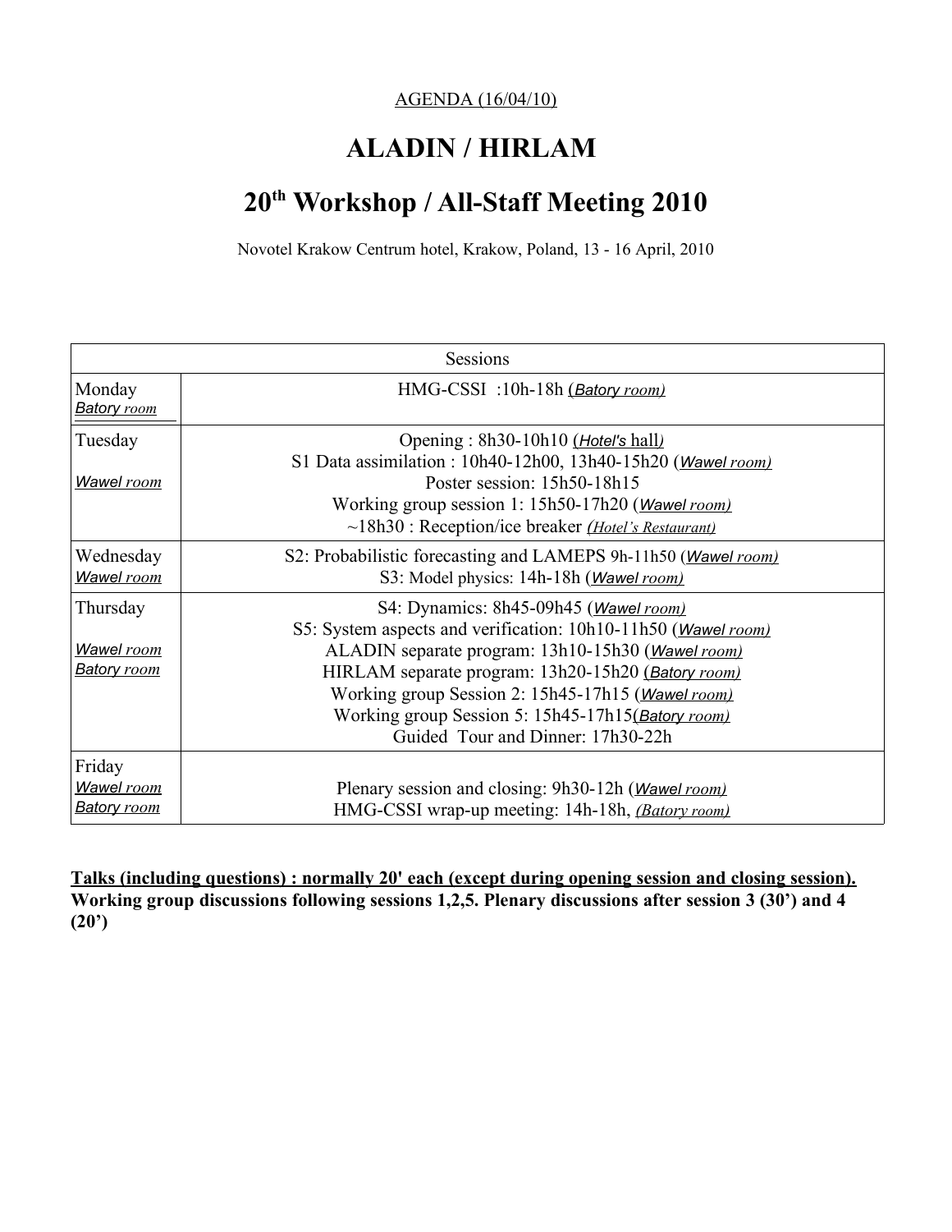AGENDA (16/04/10)

# ALADIN / HIRLAM

# 20th Workshop / All-Staff Meeting 2010

Novotel Krakow Centrum hotel, Krakow, Poland, 13 - 16 April, 2010

| Sessions | |
|---|---|
| Monday<br>*Batory room* | HMG-CSSI :10h-18h (*Batory room)* |
| Tuesday<br><br>*Wawel room* | Opening : 8h30-10h10 (*Hotel's* hall*)*<br>S1 Data assimilation : 10h40-12h00, 13h40-15h20 (*Wawel room)*<br>Poster session: 15h50-18h15<br>Working group session 1: 15h50-17h20 (*Wawel room)*<br>~18h30 : Reception/ice breaker *(Hotel's Restaurant)* |
| Wednesday<br>*Wawel room* | S2: Probabilistic forecasting and LAMEPS 9h-11h50 (*Wawel room)*<br>S3: Model physics: 14h-18h (*Wawel room)* |
| Thursday<br><br>*Wawel room*<br>*Batory room* | S4: Dynamics: 8h45-09h45 (*Wawel room)*<br>S5: System aspects and verification: 10h10-11h50 (*Wawel room)*<br>ALADIN separate program: 13h10-15h30 (*Wawel room)*<br>HIRLAM separate program: 13h20-15h20 (*Batory room)*<br>Working group Session 2: 15h45-17h15 (*Wawel room)*<br>Working group Session 5: 15h45-17h15(*Batory room)*<br>Guided Tour and Dinner: 17h30-22h |
| Friday<br>*Wawel room*<br>*Batory room* | Plenary session and closing: 9h30-12h (*Wawel room)*<br>HMG-CSSI wrap-up meeting: 14h-18h, *(Batory room)* |

**Talks (including questions) : normally 20' each (except during opening session and closing session).**
**Working group discussions following sessions 1,2,5. Plenary discussions after session 3 (30') and 4 (20')**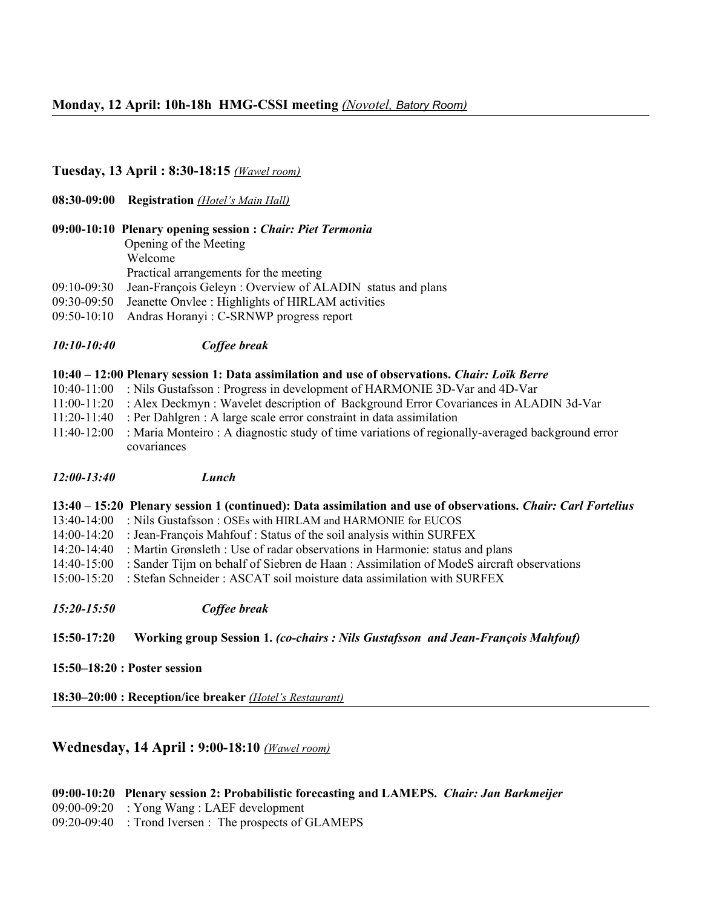**Monday, 12 April: 10h-18h HMG-CSSI meeting** *(Novotel, Batory Room)*

---

### Tuesday, 13 April : 8:30-18:15 *(Wawel room)*

**08:30-09:00 Registration** *(Hotel's Main Hall)*

**09:00-10:10 Plenary opening session : *Chair: Piet Termonia***

Opening of the Meeting
Welcome
Practical arrangements for the meeting

09:10-09:30 Jean-François Geleyn : Overview of ALADIN status and plans
09:30-09:50 Jeanette Onvlee : Highlights of HIRLAM activities
09:50-10:10 Andras Horanyi : C-SRNWP progress report

***10:10-10:40 Coffee break***

**10:40 – 12:00 Plenary session 1: Data assimilation and use of observations. *Chair: Loïk Berre***

10:40-11:00 : Nils Gustafsson : Progress in development of HARMONIE 3D-Var and 4D-Var
11:00-11:20 : Alex Deckmyn : Wavelet description of Background Error Covariances in ALADIN 3d-Var
11:20-11:40 : Per Dahlgren : A large scale error constraint in data assimilation
11:40-12:00 : Maria Monteiro : A diagnostic study of time variations of regionally-averaged background error covariances

***12:00-13:40 Lunch***

**13:40 – 15:20 Plenary session 1 (continued): Data assimilation and use of observations. *Chair: Carl Fortelius***

13:40-14:00 : Nils Gustafsson : OSEs with HIRLAM and HARMONIE for EUCOS
14:00-14:20 : Jean-François Mahfouf : Status of the soil analysis within SURFEX
14:20-14:40 : Martin Grønsleth : Use of radar observations in Harmonie: status and plans
14:40-15:00 : Sander Tijm on behalf of Siebren de Haan : Assimilation of ModeS aircraft observations
15:00-15:20 : Stefan Schneider : ASCAT soil moisture data assimilation with SURFEX

***15:20-15:50 Coffee break***

**15:50-17:20 Working group Session 1. *(co-chairs : Nils Gustafsson and Jean-François Mahfouf)***

**15:50–18:20 : Poster session**

**18:30–20:00 : Reception/ice breaker** *(Hotel's Restaurant)*

---

### Wednesday, 14 April : 9:00-18:10 *(Wawel room)*

**09:00-10:20 Plenary session 2: Probabilistic forecasting and LAMEPS. *Chair: Jan Barkmeijer***

09:00-09:20 : Yong Wang : LAEF development
09:20-09:40 : Trond Iversen : The prospects of GLAMEPS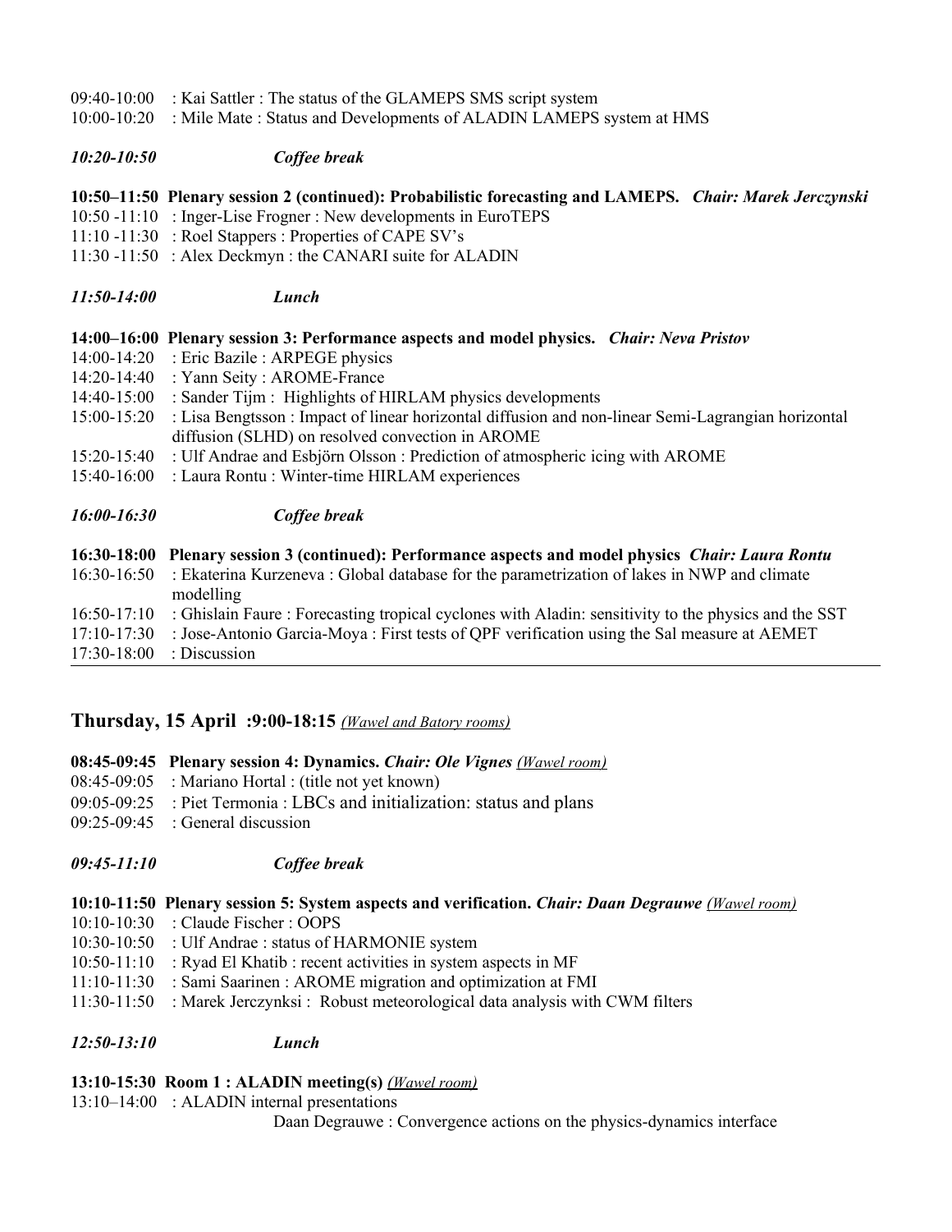09:40-10:00 : Kai Sattler : The status of the GLAMEPS SMS script system
10:00-10:20 : Mile Mate : Status and Developments of ALADIN LAMEPS system at HMS

***10:20-10:50*** ***Coffee break***

**10:50–11:50 Plenary session 2 (continued): Probabilistic forecasting and LAMEPS.** ***Chair: Marek Jerczynski***
10:50 -11:10 : Inger-Lise Frogner : New developments in EuroTEPS
11:10 -11:30 : Roel Stappers : Properties of CAPE SV's
11:30 -11:50 : Alex Deckmyn : the CANARI suite for ALADIN

***11:50-14:00*** ***Lunch***

**14:00–16:00 Plenary session 3: Performance aspects and model physics.** ***Chair: Neva Pristov***
14:00-14:20 : Eric Bazile : ARPEGE physics
14:20-14:40 : Yann Seity : AROME-France
14:40-15:00 : Sander Tijm : Highlights of HIRLAM physics developments
15:00-15:20 : Lisa Bengtsson : Impact of linear horizontal diffusion and non-linear Semi-Lagrangian horizontal diffusion (SLHD) on resolved convection in AROME
15:20-15:40 : Ulf Andrae and Esbjörn Olsson : Prediction of atmospheric icing with AROME
15:40-16:00 : Laura Rontu : Winter-time HIRLAM experiences

***16:00-16:30*** ***Coffee break***

**16:30-18:00 Plenary session 3 (continued): Performance aspects and model physics** ***Chair: Laura Rontu***
16:30-16:50 : Ekaterina Kurzeneva : Global database for the parametrization of lakes in NWP and climate modelling
16:50-17:10 : Ghislain Faure : Forecasting tropical cyclones with Aladin: sensitivity to the physics and the SST
17:10-17:30 : Jose-Antonio Garcia-Moya : First tests of QPF verification using the Sal measure at AEMET
17:30-18:00 : Discussion

---

## Thursday, 15 April :9:00-18:15 *(Wawel and Batory rooms)*

**08:45-09:45 Plenary session 4: Dynamics.** ***Chair: Ole Vignes*** *(Wawel room)*
08:45-09:05 : Mariano Hortal : (title not yet known)
09:05-09:25 : Piet Termonia : LBCs and initialization: status and plans
09:25-09:45 : General discussion

***09:45-11:10*** ***Coffee break***

**10:10-11:50 Plenary session 5: System aspects and verification.** ***Chair: Daan Degrauwe*** *(Wawel room)*
10:10-10:30 : Claude Fischer : OOPS
10:30-10:50 : Ulf Andrae : status of HARMONIE system
10:50-11:10 : Ryad El Khatib : recent activities in system aspects in MF
11:10-11:30 : Sami Saarinen : AROME migration and optimization at FMI
11:30-11:50 : Marek Jerczynksi : Robust meteorological data analysis with CWM filters

***12:50-13:10*** ***Lunch***

**13:10-15:30 Room 1 : ALADIN meeting(s)** *(Wawel room)*
13:10–14:00 : ALADIN internal presentations
Daan Degrauwe : Convergence actions on the physics-dynamics interface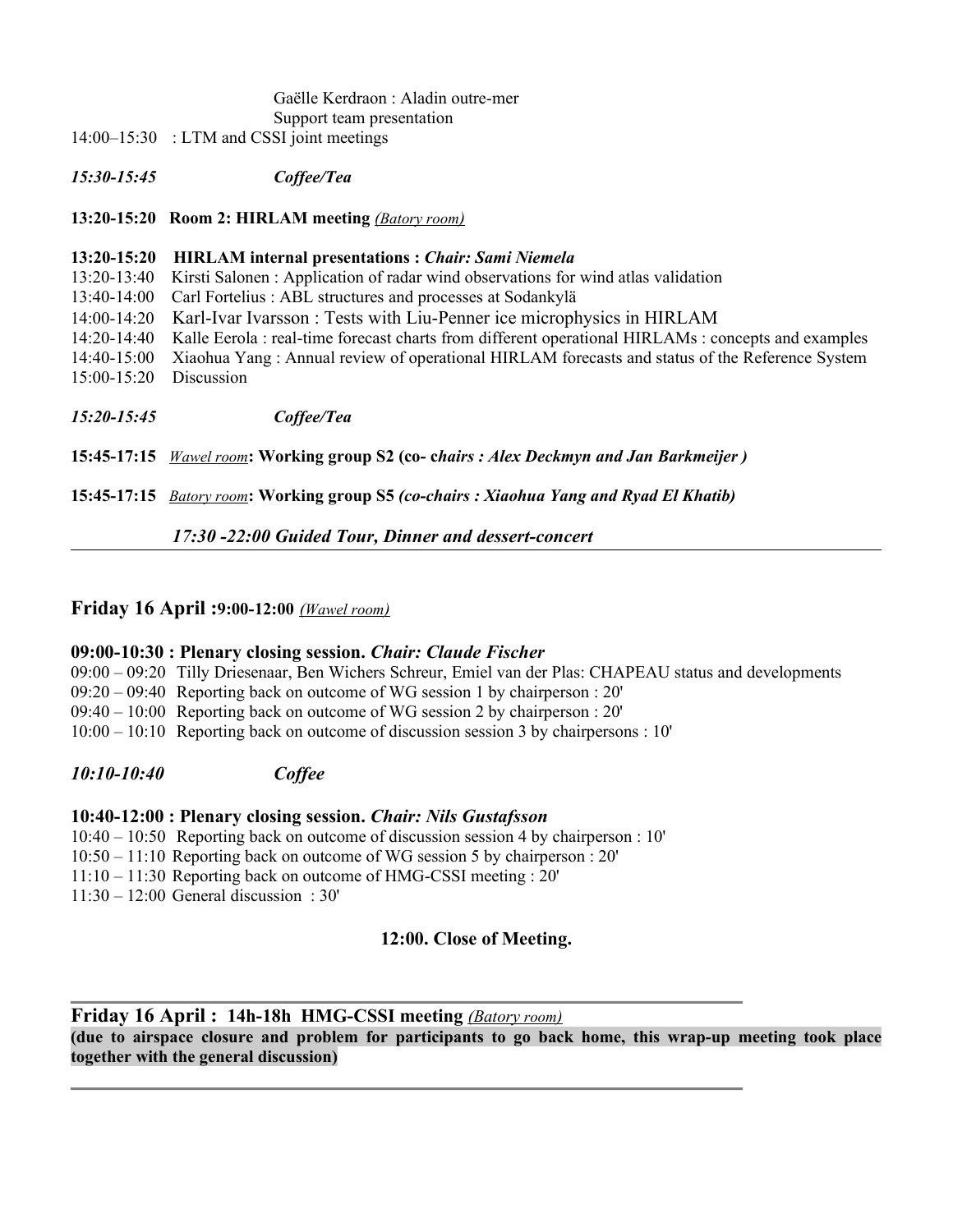Gaëlle Kerdraon : Aladin outre-mer
Support team presentation

14:00–15:30 : LTM and CSSI joint meetings

*15:30-15:45* *Coffee/Tea*

**13:20-15:20 Room 2: HIRLAM meeting** *(Batory room)*

**13:20-15:20 HIRLAM internal presentations :** ***Chair: Sami Niemela***

13:20-13:40 Kirsti Salonen : Application of radar wind observations for wind atlas validation
13:40-14:00 Carl Fortelius : ABL structures and processes at Sodankylä
14:00-14:20 Karl-Ivar Ivarsson : Tests with Liu-Penner ice microphysics in HIRLAM
14:20-14:40 Kalle Eerola : real-time forecast charts from different operational HIRLAMs : concepts and examples
14:40-15:00 Xiaohua Yang : Annual review of operational HIRLAM forecasts and status of the Reference System
15:00-15:20 Discussion

*15:20-15:45* *Coffee/Tea*

**15:45-17:15** *Wawel room***: Working group S2 (co- c*hairs : Alex Deckmyn and Jan Barkmeijer )***

**15:45-17:15** *Batory room***: Working group S5** ***(co-chairs : Xiaohua Yang and Ryad El Khatib)***

***17:30 -22:00 Guided Tour, Dinner and dessert-concert***

---

## Friday 16 April :9:00-12:00 *(Wawel room)*

**09:00-10:30 : Plenary closing session.** ***Chair: Claude Fischer***

09:00 – 09:20 Tilly Driesenaar, Ben Wichers Schreur, Emiel van der Plas: CHAPEAU status and developments
09:20 – 09:40 Reporting back on outcome of WG session 1 by chairperson : 20'
09:40 – 10:00 Reporting back on outcome of WG session 2 by chairperson : 20'
10:00 – 10:10 Reporting back on outcome of discussion session 3 by chairpersons : 10'

***10:10-10:40*** ***Coffee***

**10:40-12:00 : Plenary closing session.** ***Chair: Nils Gustafsson***

10:40 – 10:50 Reporting back on outcome of discussion session 4 by chairperson : 10'
10:50 – 11:10 Reporting back on outcome of WG session 5 by chairperson : 20'
11:10 – 11:30 Reporting back on outcome of HMG-CSSI meeting : 20'
11:30 – 12:00 General discussion : 30'

**12:00. Close of Meeting.**

---

## Friday 16 April : 14h-18h HMG-CSSI meeting *(Batory room)*

**(due to airspace closure and problem for participants to go back home, this wrap-up meeting took place together with the general discussion)**

---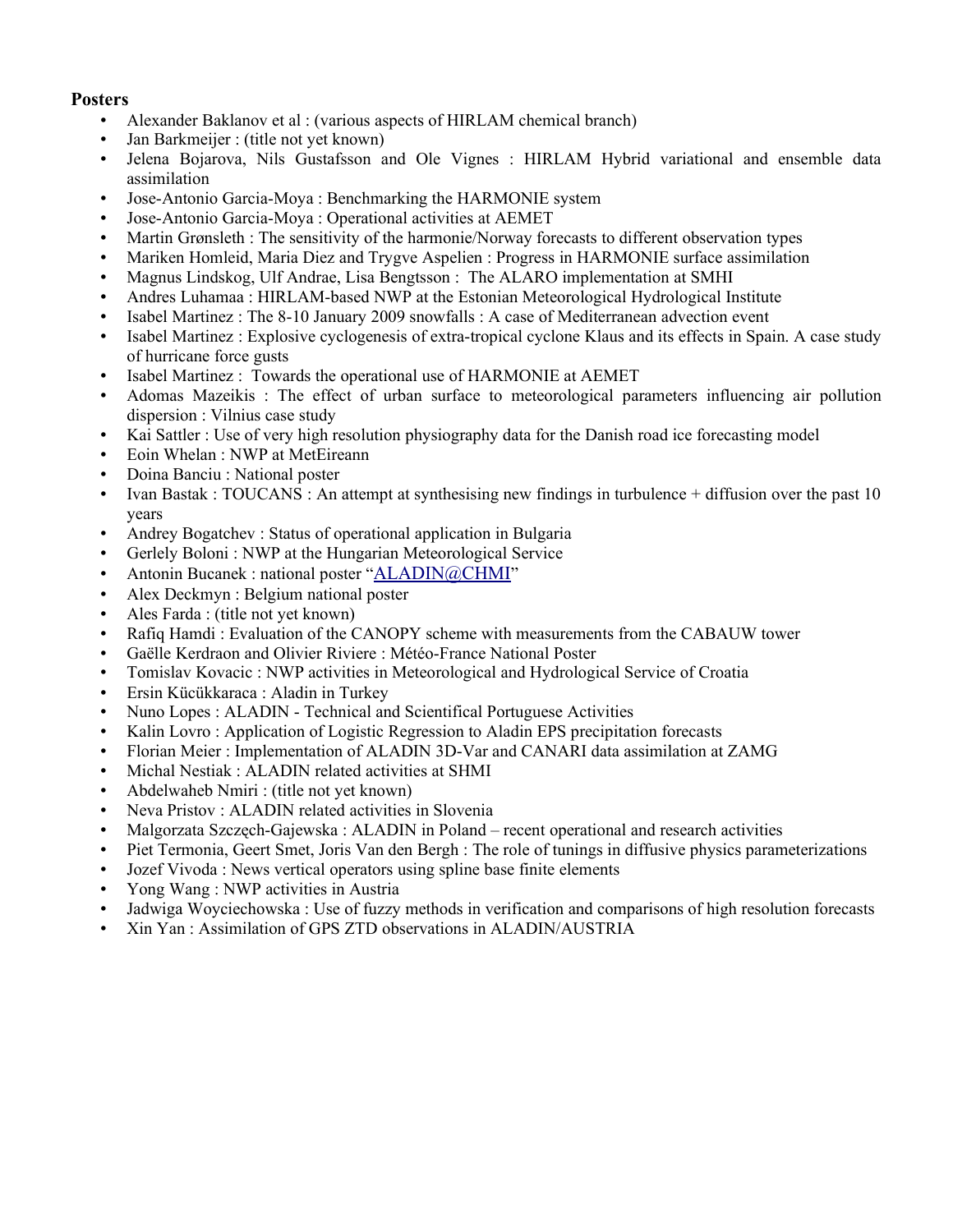**Posters**

- Alexander Baklanov et al : (various aspects of HIRLAM chemical branch)
- Jan Barkmeijer : (title not yet known)
- Jelena Bojarova, Nils Gustafsson and Ole Vignes : HIRLAM Hybrid variational and ensemble data assimilation
- Jose-Antonio Garcia-Moya : Benchmarking the HARMONIE system
- Jose-Antonio Garcia-Moya : Operational activities at AEMET
- Martin Grønsleth : The sensitivity of the harmonie/Norway forecasts to different observation types
- Mariken Homleid, Maria Diez and Trygve Aspelien : Progress in HARMONIE surface assimilation
- Magnus Lindskog, Ulf Andrae, Lisa Bengtsson : The ALARO implementation at SMHI
- Andres Luhamaa : HIRLAM-based NWP at the Estonian Meteorological Hydrological Institute
- Isabel Martinez : The 8-10 January 2009 snowfalls : A case of Mediterranean advection event
- Isabel Martinez : Explosive cyclogenesis of extra-tropical cyclone Klaus and its effects in Spain. A case study of hurricane force gusts
- Isabel Martinez : Towards the operational use of HARMONIE at AEMET
- Adomas Mazeikis : The effect of urban surface to meteorological parameters influencing air pollution dispersion : Vilnius case study
- Kai Sattler : Use of very high resolution physiography data for the Danish road ice forecasting model
- Eoin Whelan : NWP at MetEireann
- Doina Banciu : National poster
- Ivan Bastak : TOUCANS : An attempt at synthesising new findings in turbulence + diffusion over the past 10 years
- Andrey Bogatchev : Status of operational application in Bulgaria
- Gerlely Boloni : NWP at the Hungarian Meteorological Service
- Antonin Bucanek : national poster "ALADIN@CHMI"
- Alex Deckmyn : Belgium national poster
- Ales Farda : (title not yet known)
- Rafiq Hamdi : Evaluation of the CANOPY scheme with measurements from the CABAUW tower
- Gaëlle Kerdraon and Olivier Riviere : Météo-France National Poster
- Tomislav Kovacic : NWP activities in Meteorological and Hydrological Service of Croatia
- Ersin Kücükkaraca : Aladin in Turkey
- Nuno Lopes : ALADIN - Technical and Scientifical Portuguese Activities
- Kalin Lovro : Application of Logistic Regression to Aladin EPS precipitation forecasts
- Florian Meier : Implementation of ALADIN 3D-Var and CANARI data assimilation at ZAMG
- Michal Nestiak : ALADIN related activities at SHMI
- Abdelwaheb Nmiri : (title not yet known)
- Neva Pristov : ALADIN related activities in Slovenia
- Malgorzata Szczęch-Gajewska : ALADIN in Poland – recent operational and research activities
- Piet Termonia, Geert Smet, Joris Van den Bergh : The role of tunings in diffusive physics parameterizations
- Jozef Vivoda : News vertical operators using spline base finite elements
- Yong Wang : NWP activities in Austria
- Jadwiga Woyciechowska : Use of fuzzy methods in verification and comparisons of high resolution forecasts
- Xin Yan : Assimilation of GPS ZTD observations in ALADIN/AUSTRIA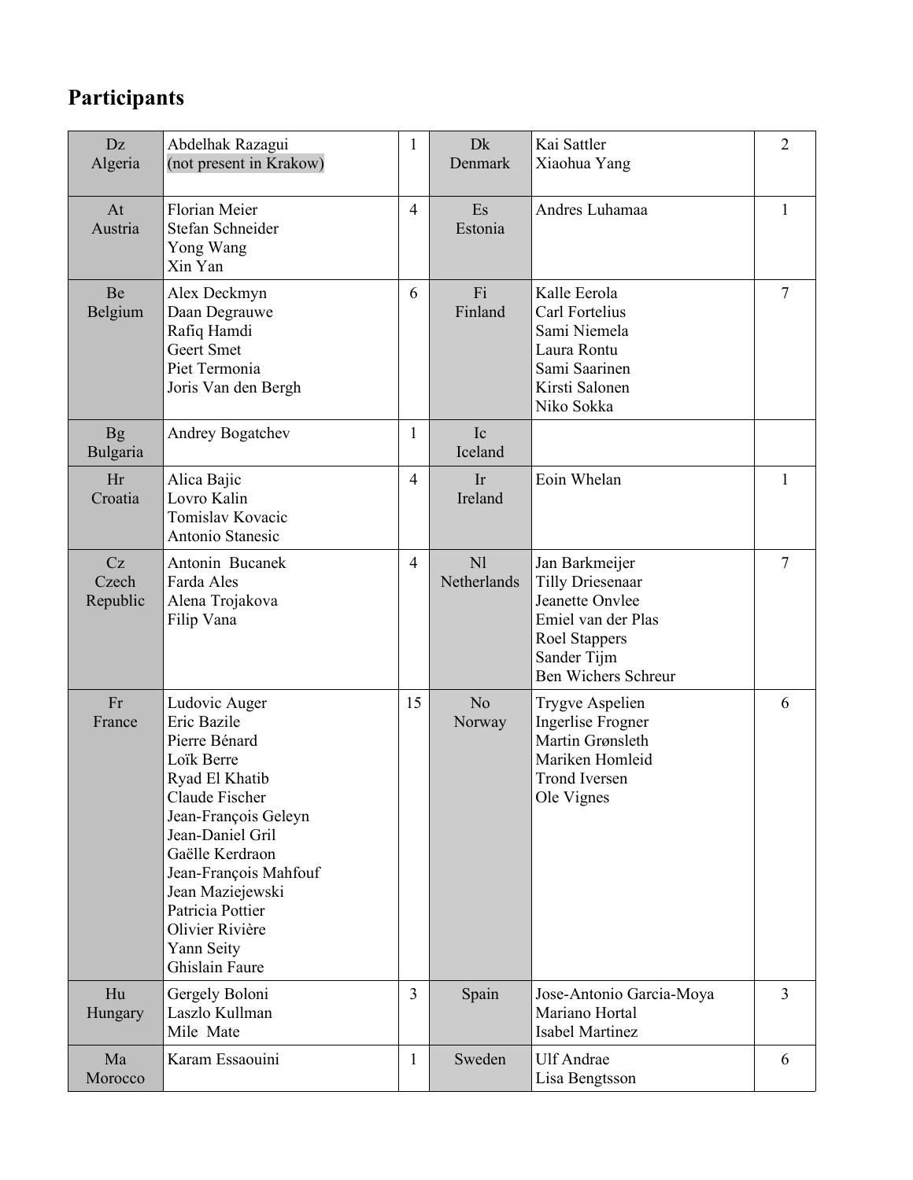## Participants

| | | | | | |
|---|---|---|---|---|---|
| Dz Algeria | Abdelhak Razagui (not present in Krakow) | 1 | Dk Denmark | Kai Sattler<br>Xiaohua Yang | 2 |
| At Austria | Florian Meier<br>Stefan Schneider<br>Yong Wang<br>Xin Yan | 4 | Es Estonia | Andres Luhamaa | 1 |
| Be Belgium | Alex Deckmyn<br>Daan Degrauwe<br>Rafiq Hamdi<br>Geert Smet<br>Piet Termonia<br>Joris Van den Bergh | 6 | Fi Finland | Kalle Eerola<br>Carl Fortelius<br>Sami Niemela<br>Laura Rontu<br>Sami Saarinen<br>Kirsti Salonen<br>Niko Sokka | 7 |
| Bg Bulgaria | Andrey Bogatchev | 1 | Ic Iceland | | |
| Hr Croatia | Alica Bajic<br>Lovro Kalin<br>Tomislav Kovacic<br>Antonio Stanesic | 4 | Ir Ireland | Eoin Whelan | 1 |
| Cz Czech Republic | Antonin Bucanek<br>Farda Ales<br>Alena Trojakova<br>Filip Vana | 4 | Nl Netherlands | Jan Barkmeijer<br>Tilly Driesenaar<br>Jeanette Onvlee<br>Emiel van der Plas<br>Roel Stappers<br>Sander Tijm<br>Ben Wichers Schreur | 7 |
| Fr France | Ludovic Auger<br>Eric Bazile<br>Pierre Bénard<br>Loïk Berre<br>Ryad El Khatib<br>Claude Fischer<br>Jean-François Geleyn<br>Jean-Daniel Gril<br>Gaëlle Kerdraon<br>Jean-François Mahfouf<br>Jean Maziejewski<br>Patricia Pottier<br>Olivier Rivière<br>Yann Seity<br>Ghislain Faure | 15 | No Norway | Trygve Aspelien<br>Ingerlise Frogner<br>Martin Grønsleth<br>Mariken Homleid<br>Trond Iversen<br>Ole Vignes | 6 |
| Hu Hungary | Gergely Boloni<br>Laszlo Kullman<br>Mile Mate | 3 | Spain | Jose-Antonio Garcia-Moya<br>Mariano Hortal<br>Isabel Martinez | 3 |
| Ma Morocco | Karam Essaouini | 1 | Sweden | Ulf Andrae<br>Lisa Bengtsson | 6 |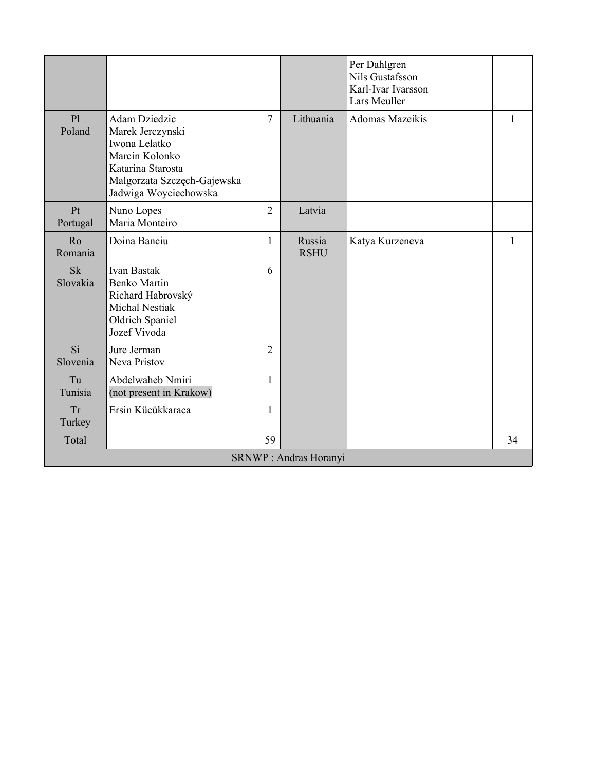| | | | | | |
|---|---|---|---|---|---|
| | | | | Per Dahlgren<br>Nils Gustafsson<br>Karl-Ivar Ivarsson<br>Lars Meuller | |
| Pl<br>Poland | Adam Dziedzic<br>Marek Jerczynski<br>Iwona Lelatko<br>Marcin Kolonko<br>Katarina Starosta<br>Malgorzata Szczęch-Gajewska<br>Jadwiga Woyciechowska | 7 | Lithuania | Adomas Mazeikis | 1 |
| Pt<br>Portugal | Nuno Lopes<br>Maria Monteiro | 2 | Latvia | | |
| Ro<br>Romania | Doina Banciu | 1 | Russia<br>RSHU | Katya Kurzeneva | 1 |
| Sk<br>Slovakia | Ivan Bastak<br>Benko Martin<br>Richard Habrovský<br>Michal Nestiak<br>Oldrich Spaniel<br>Jozef Vivoda | 6 | | | |
| Si<br>Slovenia | Jure Jerman<br>Neva Pristov | 2 | | | |
| Tu<br>Tunisia | Abdelwaheb Nmiri<br>(not present in Krakow) | 1 | | | |
| Tr<br>Turkey | Ersin Kücükkaraca | 1 | | | |
| Total | | 59 | | | 34 |
| SRNWP : Andras Horanyi | | | | | |